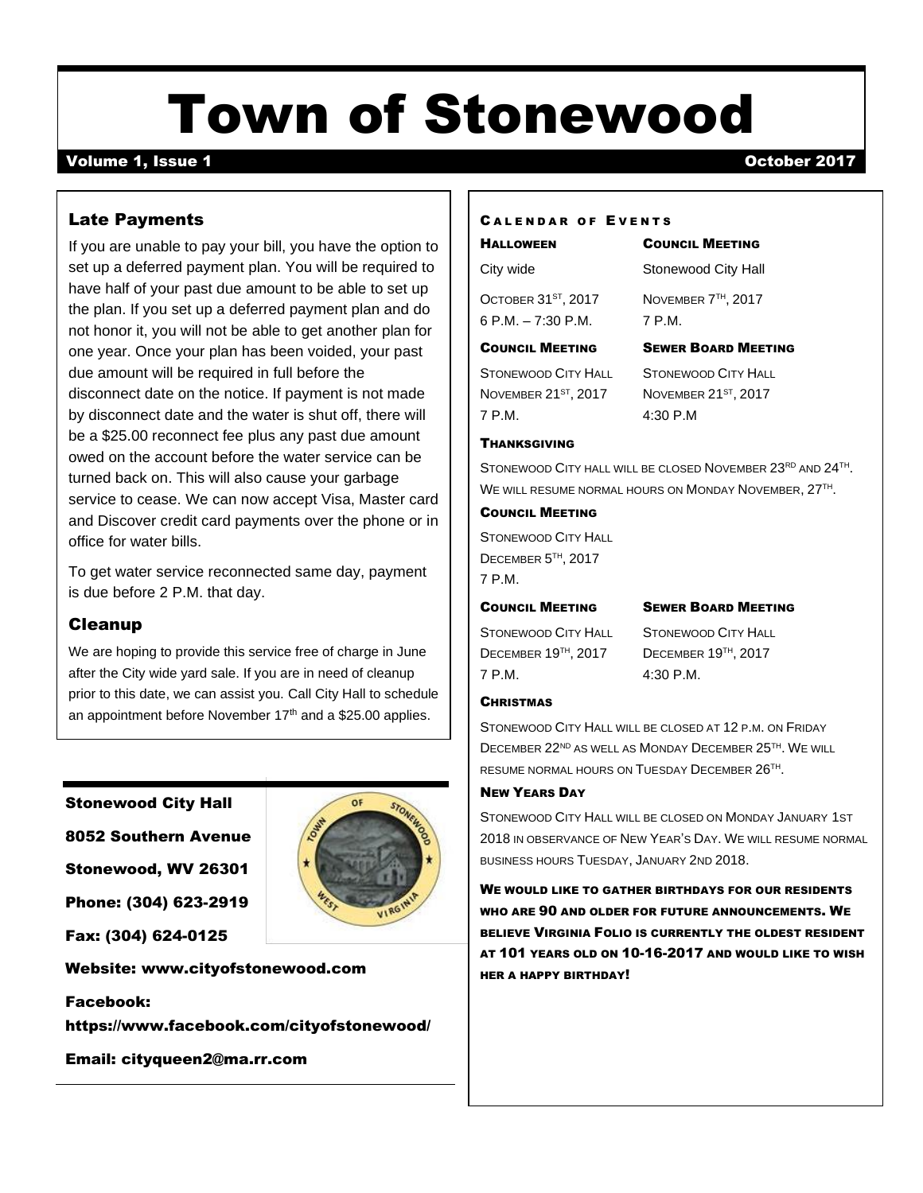# Town of Stonewood

**Volume 1, Issue 1** — **October 2017**

## Late Payments

If you are unable to pay your bill, you have the option to set up a deferred payment plan. You will be required to have half of your past due amount to be able to set up the plan. If you set up a deferred payment plan and do not honor it, you will not be able to get another plan for one year. Once your plan has been voided, your past due amount will be required in full before the disconnect date on the notice. If payment is not made by disconnect date and the water is shut off, there will be a $25.00 reconnect fee plus any past due amount owed on the account before the water service can be turned back on. This will also cause your garbage service to cease. We can now accept Visa, Master card and Discover credit card payments over the phone or in office for water bills.

To get water service reconnected same day, payment is due before 2 P.M. that day.

## Cleanup

We are hoping to provide this service free of charge in June after the City wide yard sale. If you are in need of cleanup prior to this date, we can assist you. Call City Hall to schedule an appointment before November 17th and a $25.00 applies.

**Stonewood City Hall**

**8052 Southern Avenue**

**Stonewood, WV 26301**

**Phone: (304) 623-2919**

**Fax: (304) 624-0125**

**Website: www.cityofstonewood.com**

**Facebook: https://www.facebook.com/cityofstonewood/**

**Email: cityqueen2@ma.rr.com**

## Calendar of Events

**Halloween**
City wide
October 31st, 2017
6 P.M. – 7:30 P.M.

**Council Meeting**
Stonewood City Hall
November 7th, 2017
7 P.M.

**Council Meeting**
Stonewood City Hall
November 21st, 2017
7 P.M.

**Sewer Board Meeting**
Stonewood City Hall
November 21st, 2017
4:30 P.M

**Thanksgiving**
Stonewood City hall will be closed November 23rd and 24th. We will resume normal hours on Monday November, 27th.

**Council Meeting**
Stonewood City Hall
December 5th, 2017
7 P.M.

**Council Meeting**
Stonewood City Hall
December 19th, 2017
7 P.M.

**Sewer Board Meeting**
Stonewood City Hall
December 19th, 2017
4:30 P.M.

**Christmas**
Stonewood City Hall will be closed at 12 p.m. on Friday December 22nd as well as Monday December 25th. We will resume normal hours on Tuesday December 26th.

**New Years Day**
Stonewood City Hall will be closed on Monday January 1st 2018 in observance of New Year's Day. We will resume normal business hours Tuesday, January 2nd 2018.

**We would like to gather birthdays for our residents who are 90 and older for future announcements. We believe Virginia Folio is currently the oldest resident at 101 years old on 10-16-2017 and would like to wish her a happy birthday!**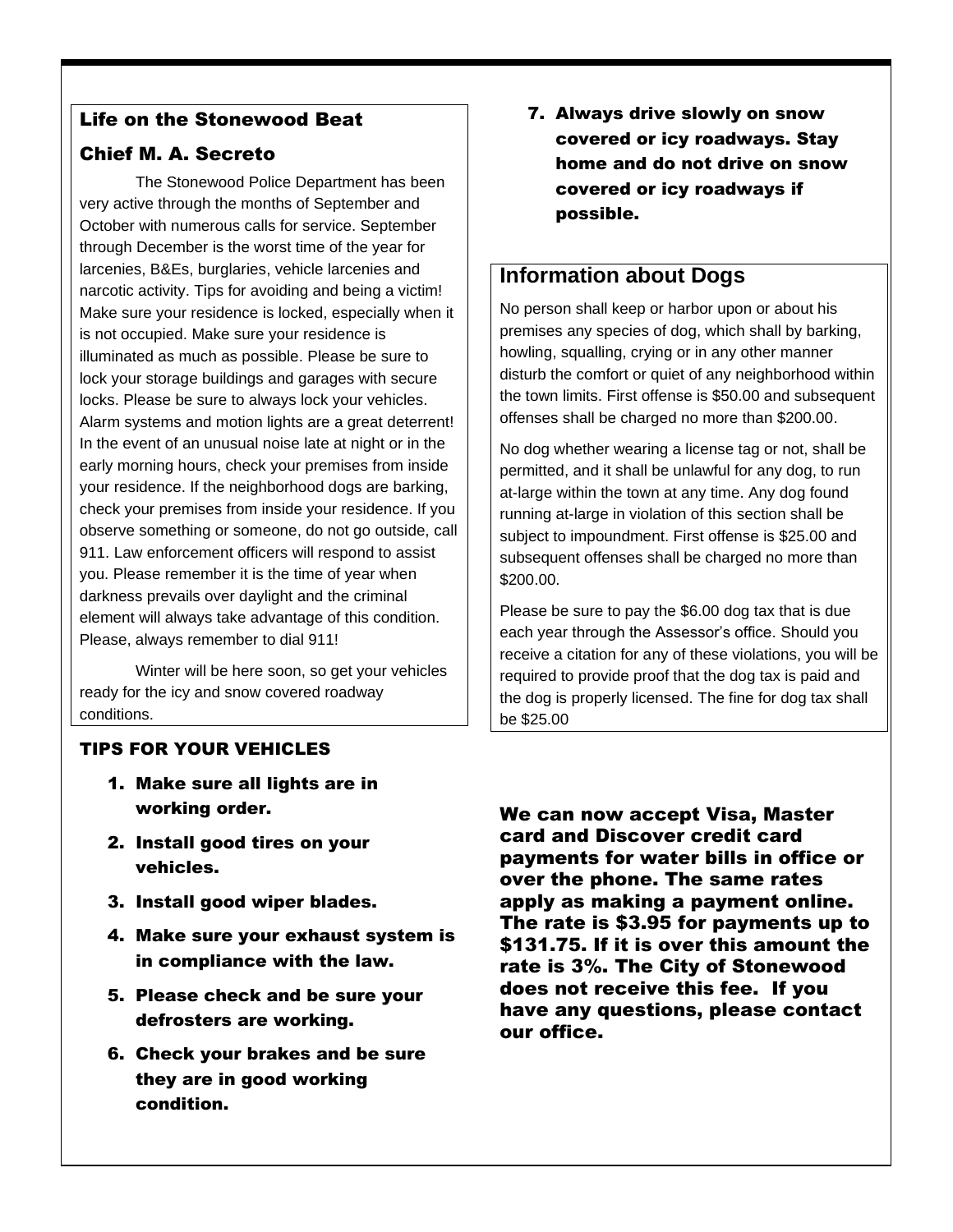## Life on the Stonewood Beat

### Chief M. A. Secreto

The Stonewood Police Department has been very active through the months of September and October with numerous calls for service. September through December is the worst time of the year for larcenies, B&Es, burglaries, vehicle larcenies and narcotic activity. Tips for avoiding and being a victim! Make sure your residence is locked, especially when it is not occupied. Make sure your residence is illuminated as much as possible. Please be sure to lock your storage buildings and garages with secure locks. Please be sure to always lock your vehicles. Alarm systems and motion lights are a great deterrent! In the event of an unusual noise late at night or in the early morning hours, check your premises from inside your residence. If the neighborhood dogs are barking, check your premises from inside your residence. If you observe something or someone, do not go outside, call 911. Law enforcement officers will respond to assist you. Please remember it is the time of year when darkness prevails over daylight and the criminal element will always take advantage of this condition. Please, always remember to dial 911!

Winter will be here soon, so get your vehicles ready for the icy and snow covered roadway conditions.

**TIPS FOR YOUR VEHICLES**

1. **Make sure all lights are in working order.**
2. **Install good tires on your vehicles.**
3. **Install good wiper blades.**
4. **Make sure your exhaust system is in compliance with the law.**
5. **Please check and be sure your defrosters are working.**
6. **Check your brakes and be sure they are in good working condition.**
7. **Always drive slowly on snow covered or icy roadways. Stay home and do not drive on snow covered or icy roadways if possible.**

## Information about Dogs

No person shall keep or harbor upon or about his premises any species of dog, which shall by barking, howling, squalling, crying or in any other manner disturb the comfort or quiet of any neighborhood within the town limits. First offense is $50.00 and subsequent offenses shall be charged no more than $200.00.

No dog whether wearing a license tag or not, shall be permitted, and it shall be unlawful for any dog, to run at-large within the town at any time. Any dog found running at-large in violation of this section shall be subject to impoundment. First offense is $25.00 and subsequent offenses shall be charged no more than $200.00.

Please be sure to pay the $6.00 dog tax that is due each year through the Assessor's office. Should you receive a citation for any of these violations, you will be required to provide proof that the dog tax is paid and the dog is properly licensed. The fine for dog tax shall be $25.00

**We can now accept Visa, Master card and Discover credit card payments for water bills in office or over the phone. The same rates apply as making a payment online. The rate is $3.95 for payments up to $131.75. If it is over this amount the rate is 3%. The City of Stonewood does not receive this fee. If you have any questions, please contact our office.**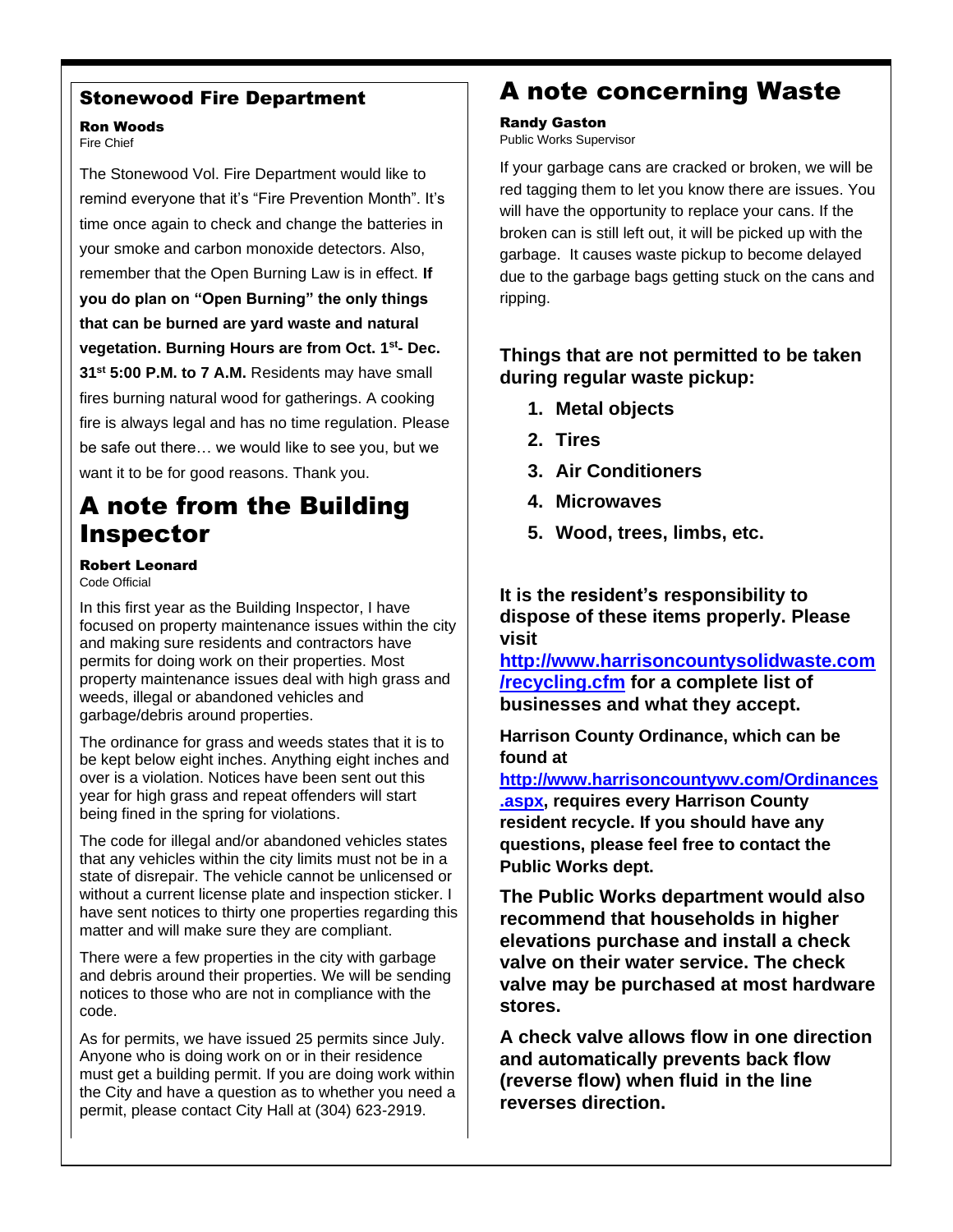## Stonewood Fire Department

**Ron Woods**
Fire Chief

The Stonewood Vol. Fire Department would like to remind everyone that it's "Fire Prevention Month". It's time once again to check and change the batteries in your smoke and carbon monoxide detectors. Also, remember that the Open Burning Law is in effect. **If you do plan on "Open Burning" the only things that can be burned are yard waste and natural vegetation. Burning Hours are from Oct. 1st- Dec. 31st 5:00 P.M. to 7 A.M.** Residents may have small fires burning natural wood for gatherings. A cooking fire is always legal and has no time regulation. Please be safe out there… we would like to see you, but we want it to be for good reasons. Thank you.

## A note from the Building Inspector

**Robert Leonard**
Code Official

In this first year as the Building Inspector, I have focused on property maintenance issues within the city and making sure residents and contractors have permits for doing work on their properties. Most property maintenance issues deal with high grass and weeds, illegal or abandoned vehicles and garbage/debris around properties.

The ordinance for grass and weeds states that it is to be kept below eight inches. Anything eight inches and over is a violation. Notices have been sent out this year for high grass and repeat offenders will start being fined in the spring for violations.

The code for illegal and/or abandoned vehicles states that any vehicles within the city limits must not be in a state of disrepair. The vehicle cannot be unlicensed or without a current license plate and inspection sticker. I have sent notices to thirty one properties regarding this matter and will make sure they are compliant.

There were a few properties in the city with garbage and debris around their properties. We will be sending notices to those who are not in compliance with the code.

As for permits, we have issued 25 permits since July. Anyone who is doing work on or in their residence must get a building permit. If you are doing work within the City and have a question as to whether you need a permit, please contact City Hall at (304) 623-2919.

## A note concerning Waste

**Randy Gaston**
Public Works Supervisor

If your garbage cans are cracked or broken, we will be red tagging them to let you know there are issues. You will have the opportunity to replace your cans. If the broken can is still left out, it will be picked up with the garbage. It causes waste pickup to become delayed due to the garbage bags getting stuck on the cans and ripping.

**Things that are not permitted to be taken during regular waste pickup:**

1. **Metal objects**
2. **Tires**
3. **Air Conditioners**
4. **Microwaves**
5. **Wood, trees, limbs, etc.**

**It is the resident's responsibility to dispose of these items properly. Please visit [http://www.harrisoncountysolidwaste.com/recycling.cfm](http://www.harrisoncountysolidwaste.com/recycling.cfm) for a complete list of businesses and what they accept.**

**Harrison County Ordinance, which can be found at [http://www.harrisoncountywv.com/Ordinances.aspx](http://www.harrisoncountywv.com/Ordinances.aspx), requires every Harrison County resident recycle. If you should have any questions, please feel free to contact the Public Works dept.**

**The Public Works department would also recommend that households in higher elevations purchase and install a check valve on their water service. The check valve may be purchased at most hardware stores.**

**A check valve allows flow in one direction and automatically prevents back flow (reverse flow) when fluid in the line reverses direction.**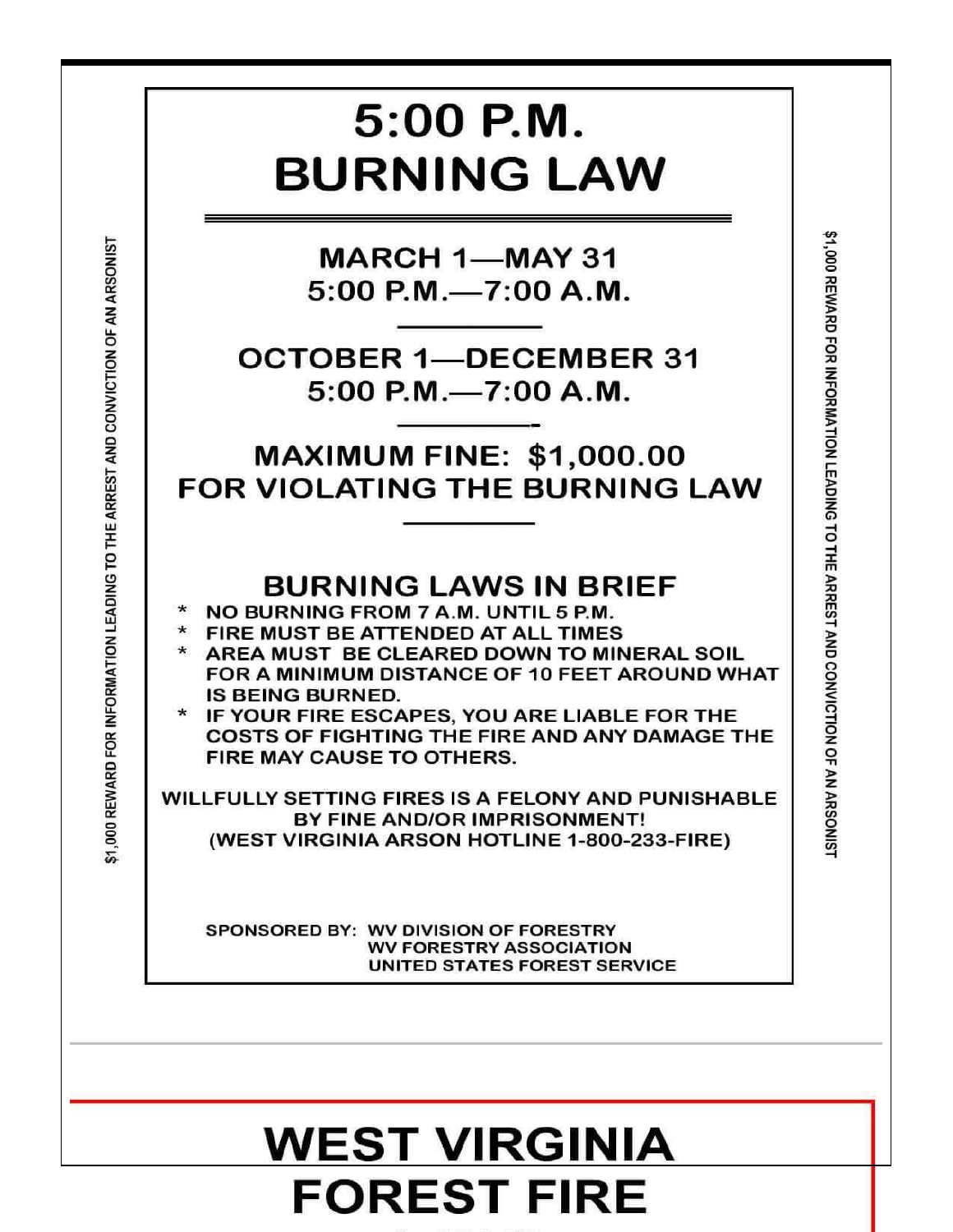$1,000 REWARD FOR INFORMATION LEADING TO THE ARREST AND CONVICTION OF AN ARSONIST

# 5:00 P.M. BURNING LAW

## MARCH 1—MAY 31
## 5:00 P.M.—7:00 A.M.

## OCTOBER 1—DECEMBER 31
## 5:00 P.M.—7:00 A.M.

## MAXIMUM FINE: $1,000.00 FOR VIOLATING THE BURNING LAW

## BURNING LAWS IN BRIEF

- NO BURNING FROM 7 A.M. UNTIL 5 P.M.
- FIRE MUST BE ATTENDED AT ALL TIMES
- AREA MUST BE CLEARED DOWN TO MINERAL SOIL FOR A MINIMUM DISTANCE OF 10 FEET AROUND WHAT IS BEING BURNED.
- IF YOUR FIRE ESCAPES, YOU ARE LIABLE FOR THE COSTS OF FIGHTING THE FIRE AND ANY DAMAGE THE FIRE MAY CAUSE TO OTHERS.

WILLFULLY SETTING FIRES IS A FELONY AND PUNISHABLE BY FINE AND/OR IMPRISONMENT!
(WEST VIRGINIA ARSON HOTLINE 1-800-233-FIRE)

SPONSORED BY: WV DIVISION OF FORESTRY
WV FORESTRY ASSOCIATION
UNITED STATES FOREST SERVICE

$1,000 REWARD FOR INFORMATION LEADING TO THE ARREST AND CONVICTION OF AN ARSONIST

# WEST VIRGINIA FOREST FIRE